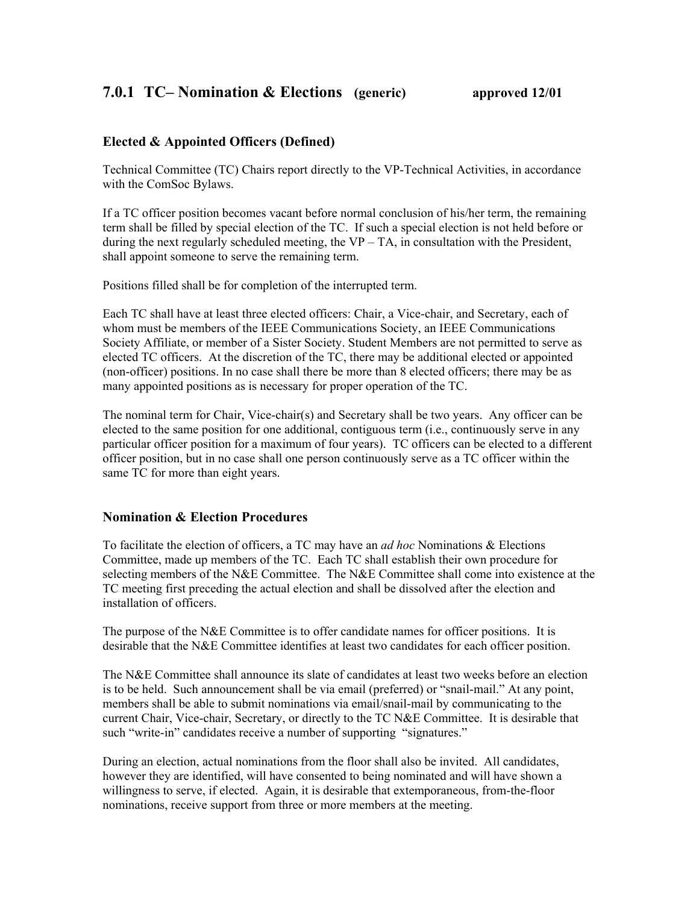## 7.0.1 TC– Nomination & Elections (generic) approved 12/01

### Elected & Appointed Officers (Defined)

Technical Committee (TC) Chairs report directly to the VP-Technical Activities, in accordance with the ComSoc Bylaws.

If a TC officer position becomes vacant before normal conclusion of his/her term, the remaining term shall be filled by special election of the TC. If such a special election is not held before or during the next regularly scheduled meeting, the VP – TA, in consultation with the President, shall appoint someone to serve the remaining term.

Positions filled shall be for completion of the interrupted term.

Each TC shall have at least three elected officers: Chair, a Vice-chair, and Secretary, each of whom must be members of the IEEE Communications Society, an IEEE Communications Society Affiliate, or member of a Sister Society. Student Members are not permitted to serve as elected TC officers. At the discretion of the TC, there may be additional elected or appointed (non-officer) positions. In no case shall there be more than 8 elected officers; there may be as many appointed positions as is necessary for proper operation of the TC.

The nominal term for Chair, Vice-chair(s) and Secretary shall be two years. Any officer can be elected to the same position for one additional, contiguous term (i.e., continuously serve in any particular officer position for a maximum of four years). TC officers can be elected to a different officer position, but in no case shall one person continuously serve as a TC officer within the same TC for more than eight years.

### Nomination & Election Procedures

To facilitate the election of officers, a TC may have an *ad hoc* Nominations & Elections Committee, made up members of the TC. Each TC shall establish their own procedure for selecting members of the N&E Committee. The N&E Committee shall come into existence at the TC meeting first preceding the actual election and shall be dissolved after the election and installation of officers.

The purpose of the N&E Committee is to offer candidate names for officer positions. It is desirable that the N&E Committee identifies at least two candidates for each officer position.

The N&E Committee shall announce its slate of candidates at least two weeks before an election is to be held. Such announcement shall be via email (preferred) or "snail-mail." At any point, members shall be able to submit nominations via email/snail-mail by communicating to the current Chair, Vice-chair, Secretary, or directly to the TC N&E Committee. It is desirable that such "write-in" candidates receive a number of supporting "signatures."

During an election, actual nominations from the floor shall also be invited. All candidates, however they are identified, will have consented to being nominated and will have shown a willingness to serve, if elected. Again, it is desirable that extemporaneous, from-the-floor nominations, receive support from three or more members at the meeting.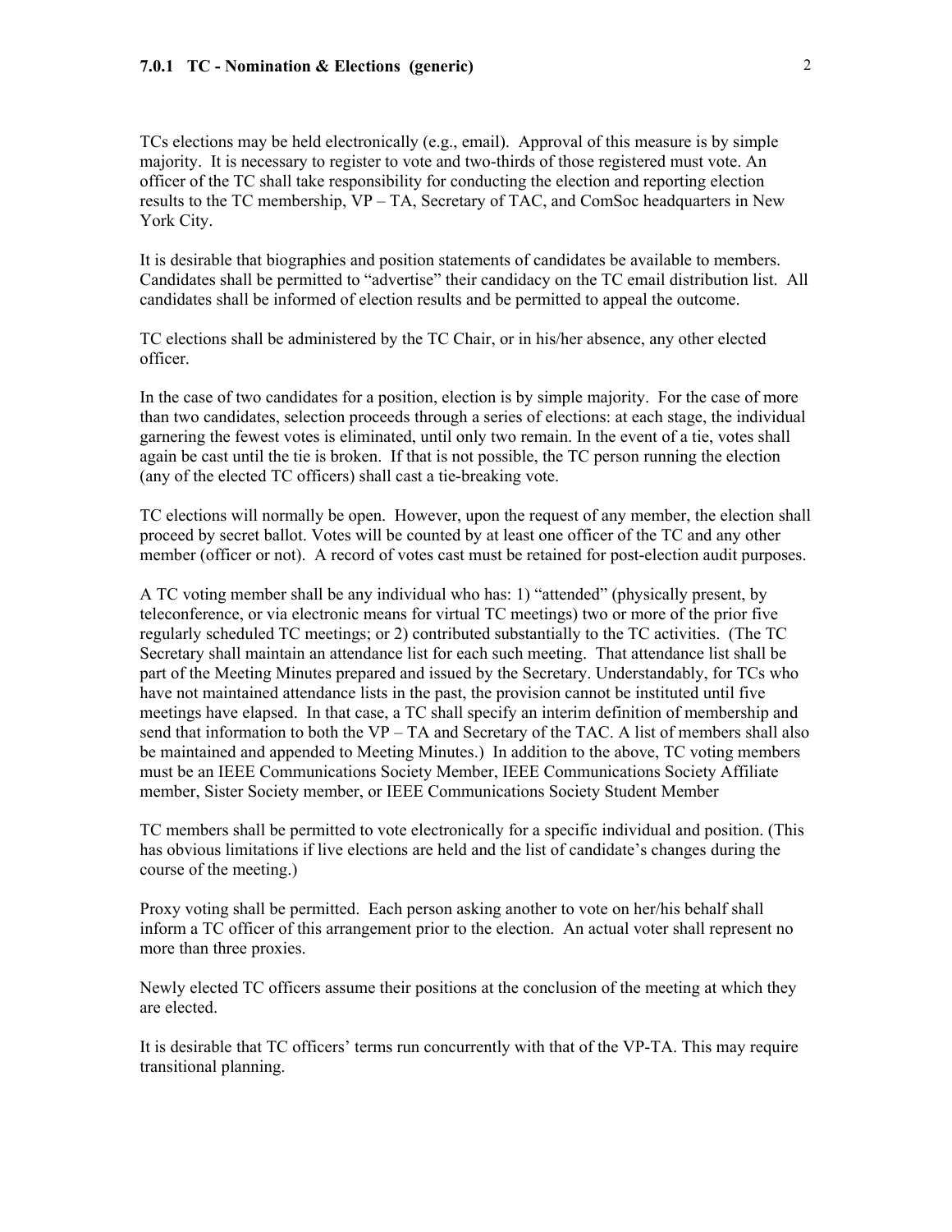TCs elections may be held electronically (e.g., email). Approval of this measure is by simple majority. It is necessary to register to vote and two-thirds of those registered must vote. An officer of the TC shall take responsibility for conducting the election and reporting election results to the TC membership, VP – TA, Secretary of TAC, and ComSoc headquarters in New York City.

It is desirable that biographies and position statements of candidates be available to members. Candidates shall be permitted to "advertise" their candidacy on the TC email distribution list. All candidates shall be informed of election results and be permitted to appeal the outcome.

TC elections shall be administered by the TC Chair, or in his/her absence, any other elected officer.

In the case of two candidates for a position, election is by simple majority. For the case of more than two candidates, selection proceeds through a series of elections: at each stage, the individual garnering the fewest votes is eliminated, until only two remain. In the event of a tie, votes shall again be cast until the tie is broken. If that is not possible, the TC person running the election (any of the elected TC officers) shall cast a tie-breaking vote.

TC elections will normally be open. However, upon the request of any member, the election shall proceed by secret ballot. Votes will be counted by at least one officer of the TC and any other member (officer or not). A record of votes cast must be retained for post-election audit purposes.

A TC voting member shall be any individual who has: 1) "attended" (physically present, by teleconference, or via electronic means for virtual TC meetings) two or more of the prior five regularly scheduled TC meetings; or 2) contributed substantially to the TC activities. (The TC Secretary shall maintain an attendance list for each such meeting. That attendance list shall be part of the Meeting Minutes prepared and issued by the Secretary. Understandably, for TCs who have not maintained attendance lists in the past, the provision cannot be instituted until five meetings have elapsed. In that case, a TC shall specify an interim definition of membership and send that information to both the VP – TA and Secretary of the TAC. A list of members shall also be maintained and appended to Meeting Minutes.) In addition to the above, TC voting members must be an IEEE Communications Society Member, IEEE Communications Society Affiliate member, Sister Society member, or IEEE Communications Society Student Member

TC members shall be permitted to vote electronically for a specific individual and position. (This has obvious limitations if live elections are held and the list of candidate's changes during the course of the meeting.)

Proxy voting shall be permitted. Each person asking another to vote on her/his behalf shall inform a TC officer of this arrangement prior to the election. An actual voter shall represent no more than three proxies.

Newly elected TC officers assume their positions at the conclusion of the meeting at which they are elected.

It is desirable that TC officers' terms run concurrently with that of the VP-TA. This may require transitional planning.